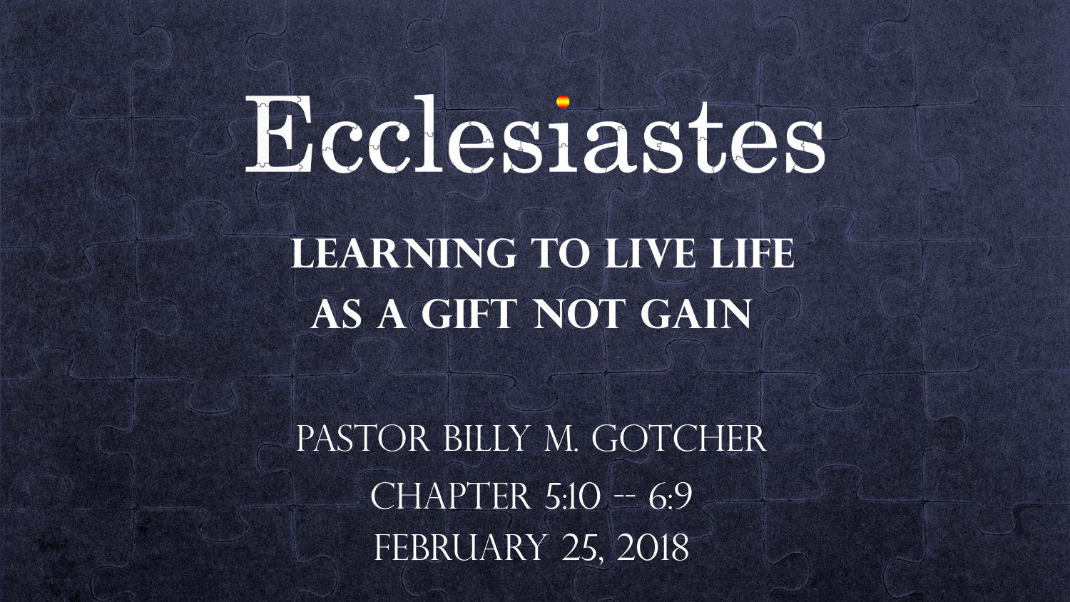# Ecclesiastes

## Learning to Live Life as a Gift Not Gain

Pastor Billy M. Gotcher

Chapter 5:10 -- 6:9

February 25, 2018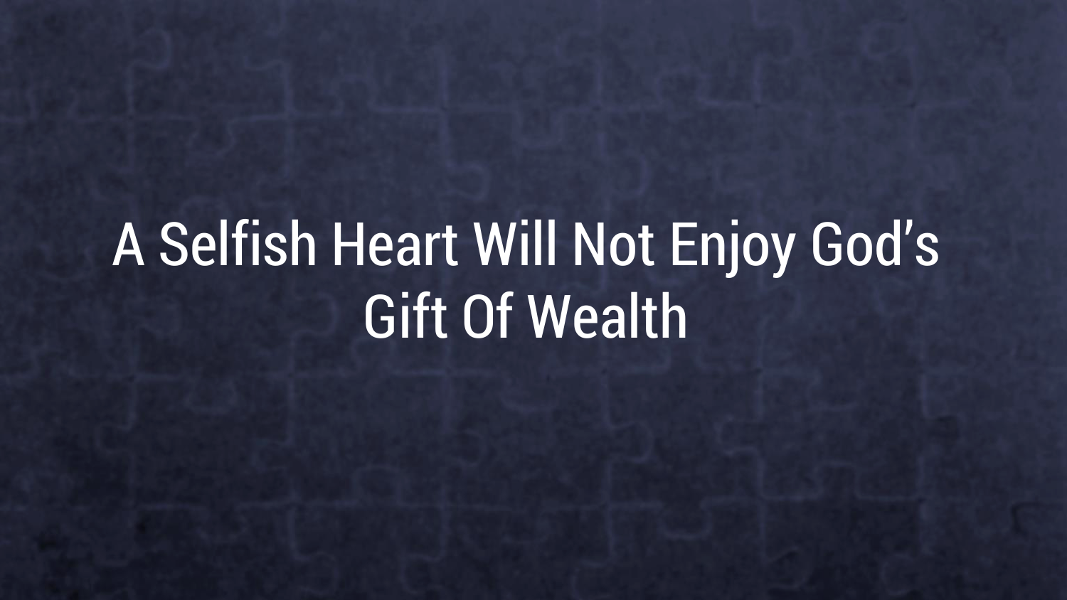# A Selfish Heart Will Not Enjoy God's Gift Of Wealth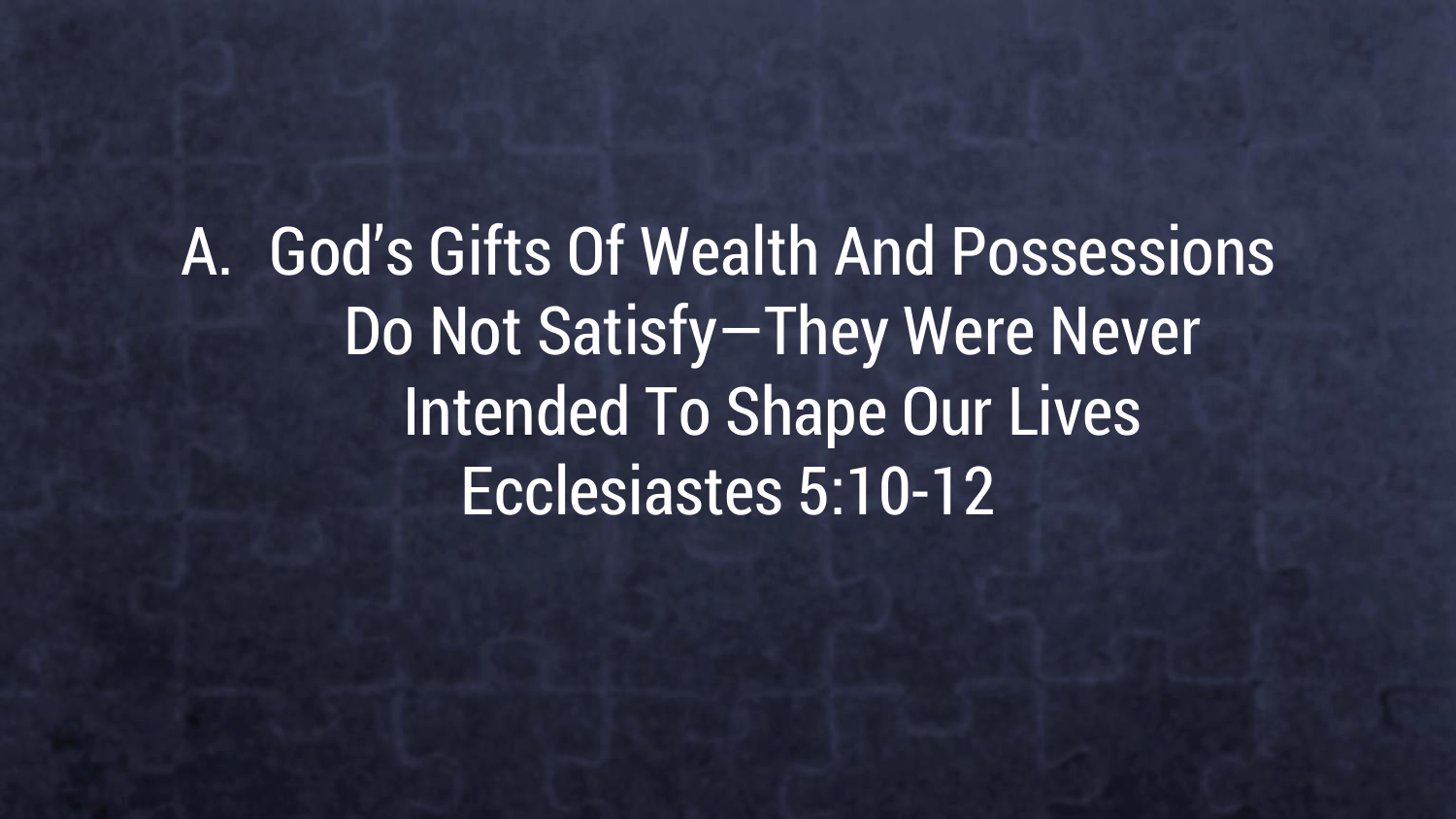A. God's Gifts Of Wealth And Possessions Do Not Satisfy—They Were Never Intended To Shape Our Lives

Ecclesiastes 5:10-12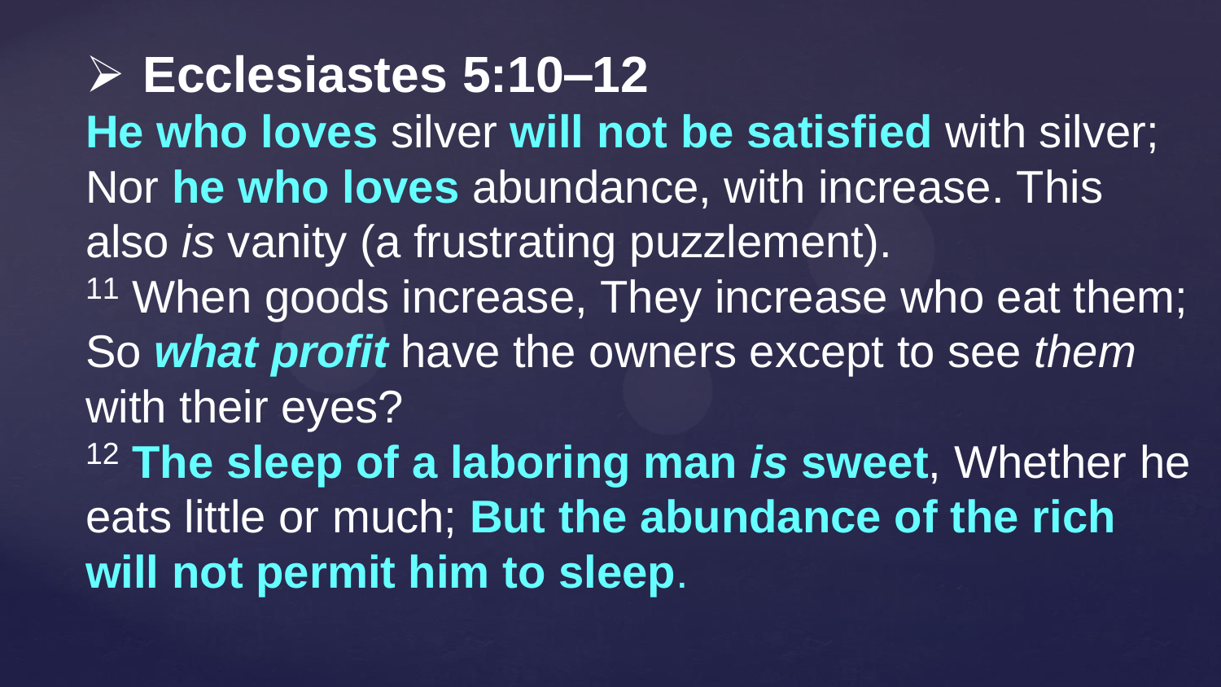## ➢ Ecclesiastes 5:10–12

**He who loves** silver **will not be satisfied** with silver; Nor **he who loves** abundance, with increase. This also *is* vanity (a frustrating puzzlement).

11 When goods increase, They increase who eat them; So ***what profit*** have the owners except to see *them* with their eyes?

12 **The sleep of a laboring man *is* sweet**, Whether he eats little or much; **But the abundance of the rich will not permit him to sleep**.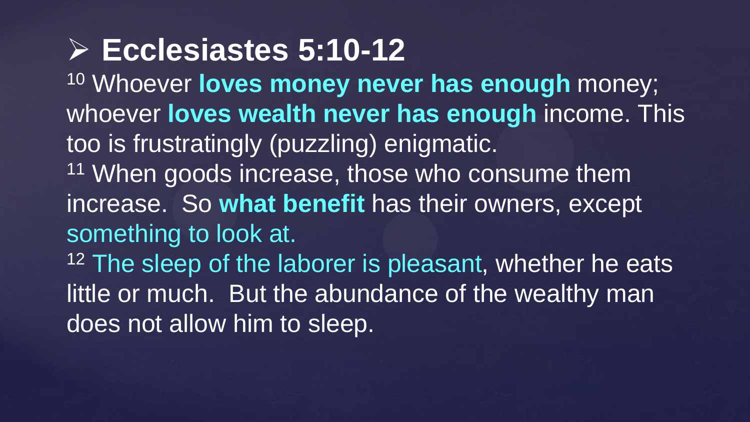## ➢ Ecclesiastes 5:10-12

[10] Whoever **loves money never has enough** money; whoever **loves wealth never has enough** income. This too is frustratingly (puzzling) enigmatic.

[11] When goods increase, those who consume them increase. So **what benefit** has their owners, except something to look at.

[12] The sleep of the laborer is pleasant, whether he eats little or much. But the abundance of the wealthy man does not allow him to sleep.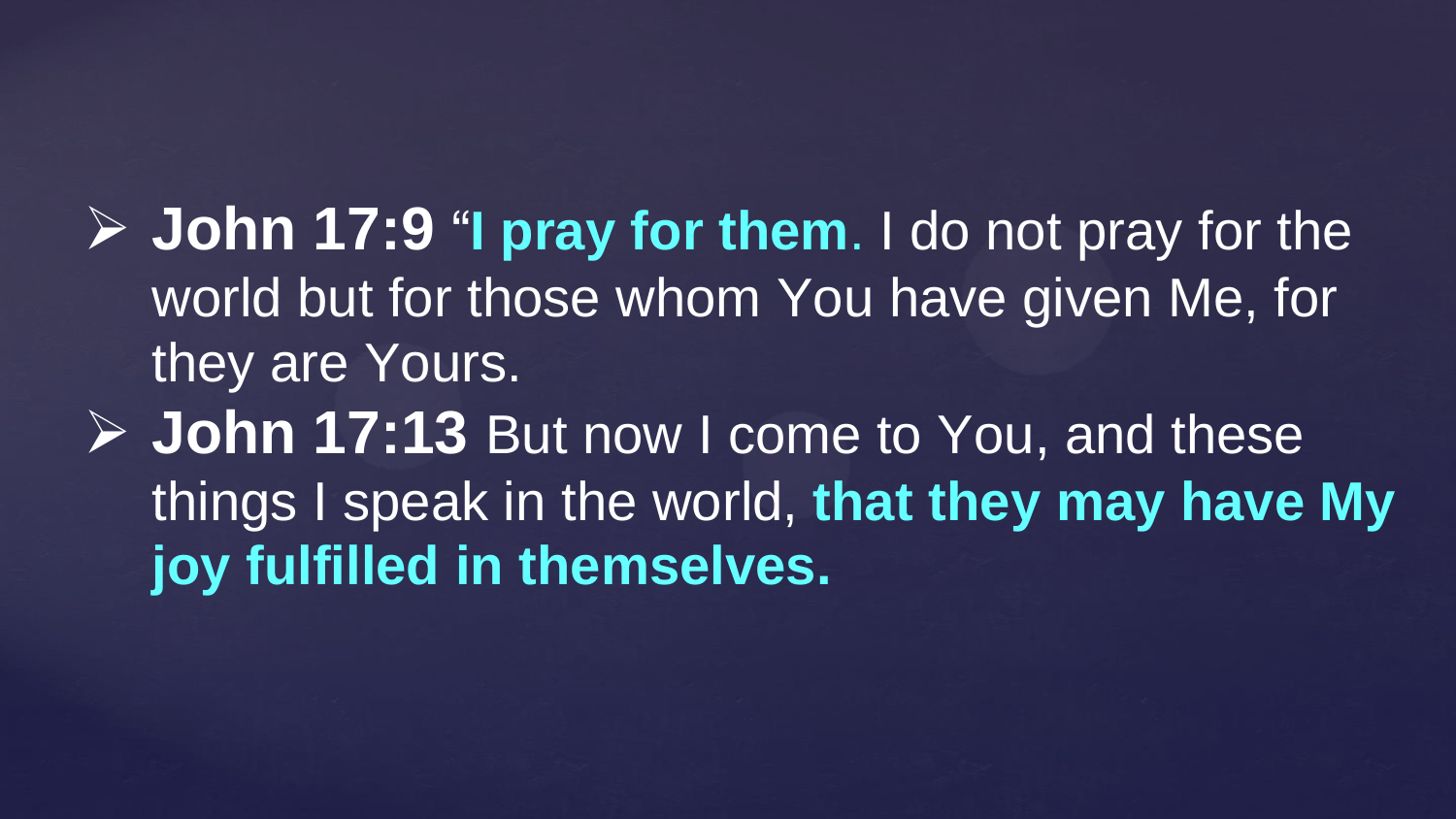- **John 17:9** “**I pray for them**. I do not pray for the world but for those whom You have given Me, for they are Yours.
- **John 17:13** But now I come to You, and these things I speak in the world, **that they may have My joy fulfilled in themselves.**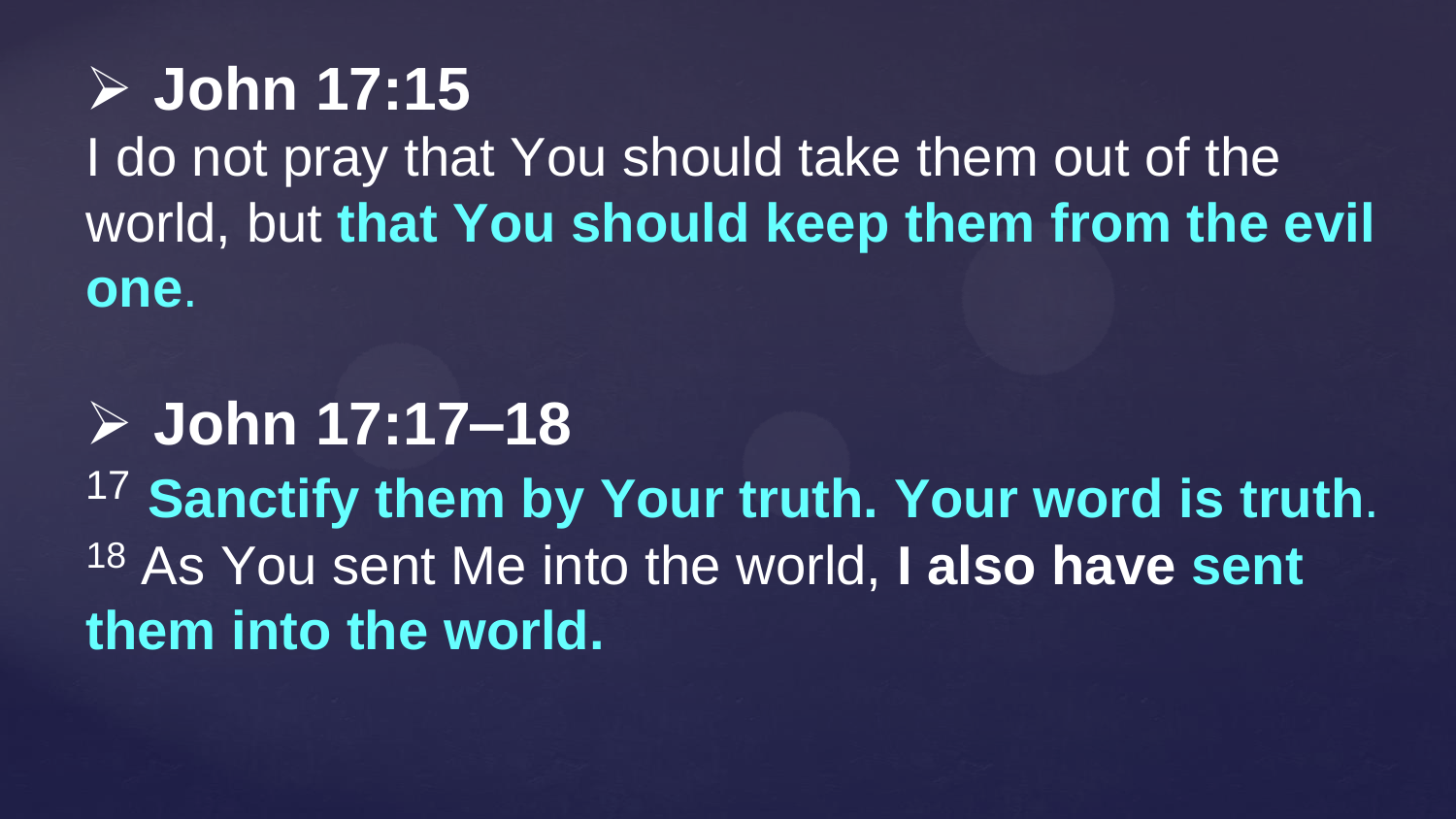- **John 17:15**

I do not pray that You should take them out of the world, but **that You should keep them from the evil one**.

- **John 17:17–18**

[17] **Sanctify them by Your truth. Your word is truth**.
[18] As You sent Me into the world, **I also have sent them into the world.**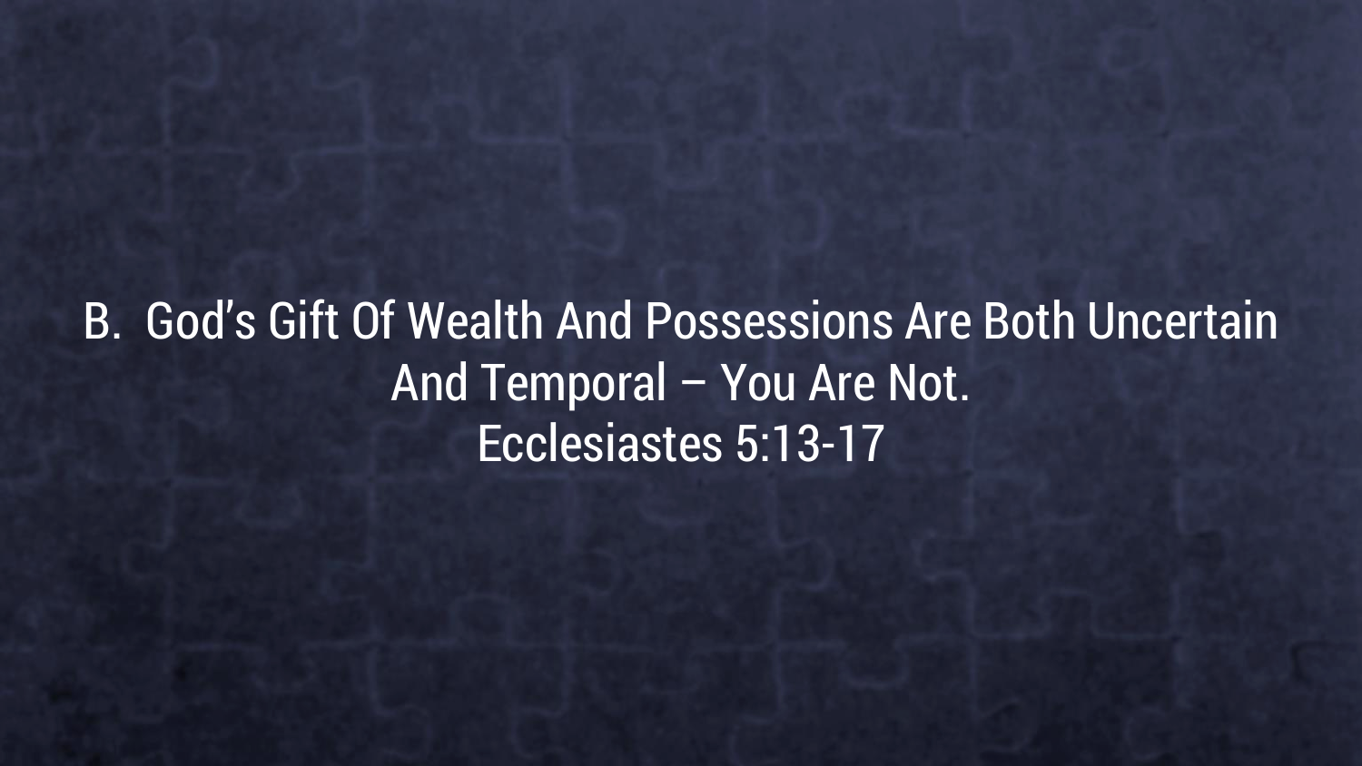B. God's Gift Of Wealth And Possessions Are Both Uncertain And Temporal – You Are Not.

Ecclesiastes 5:13-17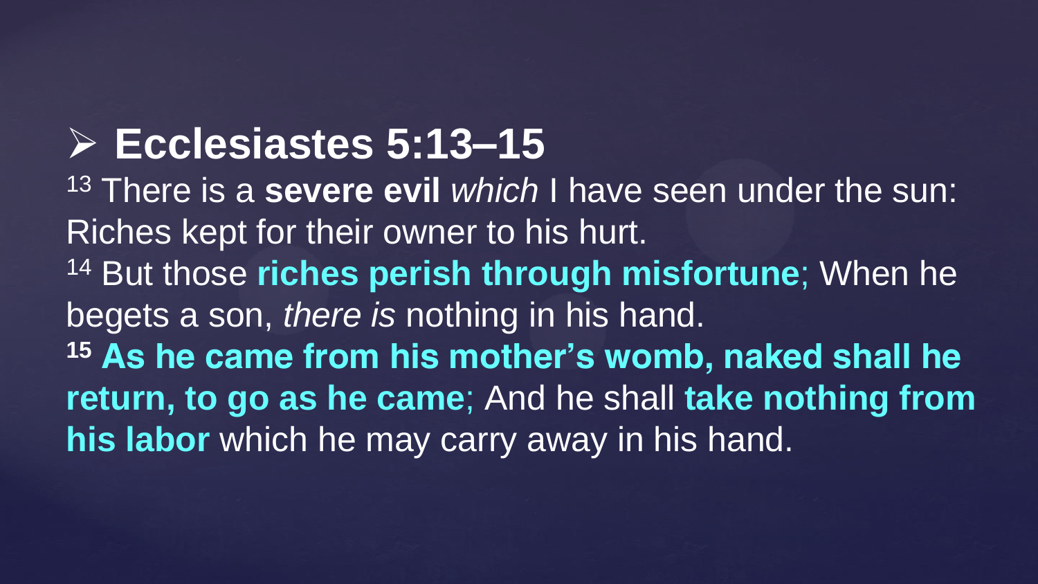## ➢ Ecclesiastes 5:13–15

13 There is a **severe evil** *which* I have seen under the sun: Riches kept for their owner to his hurt.
14 But those **riches perish through misfortune**; When he begets a son, *there is* nothing in his hand.
**15 As he came from his mother's womb, naked shall he return, to go as he came**; And he shall **take nothing from his labor** which he may carry away in his hand.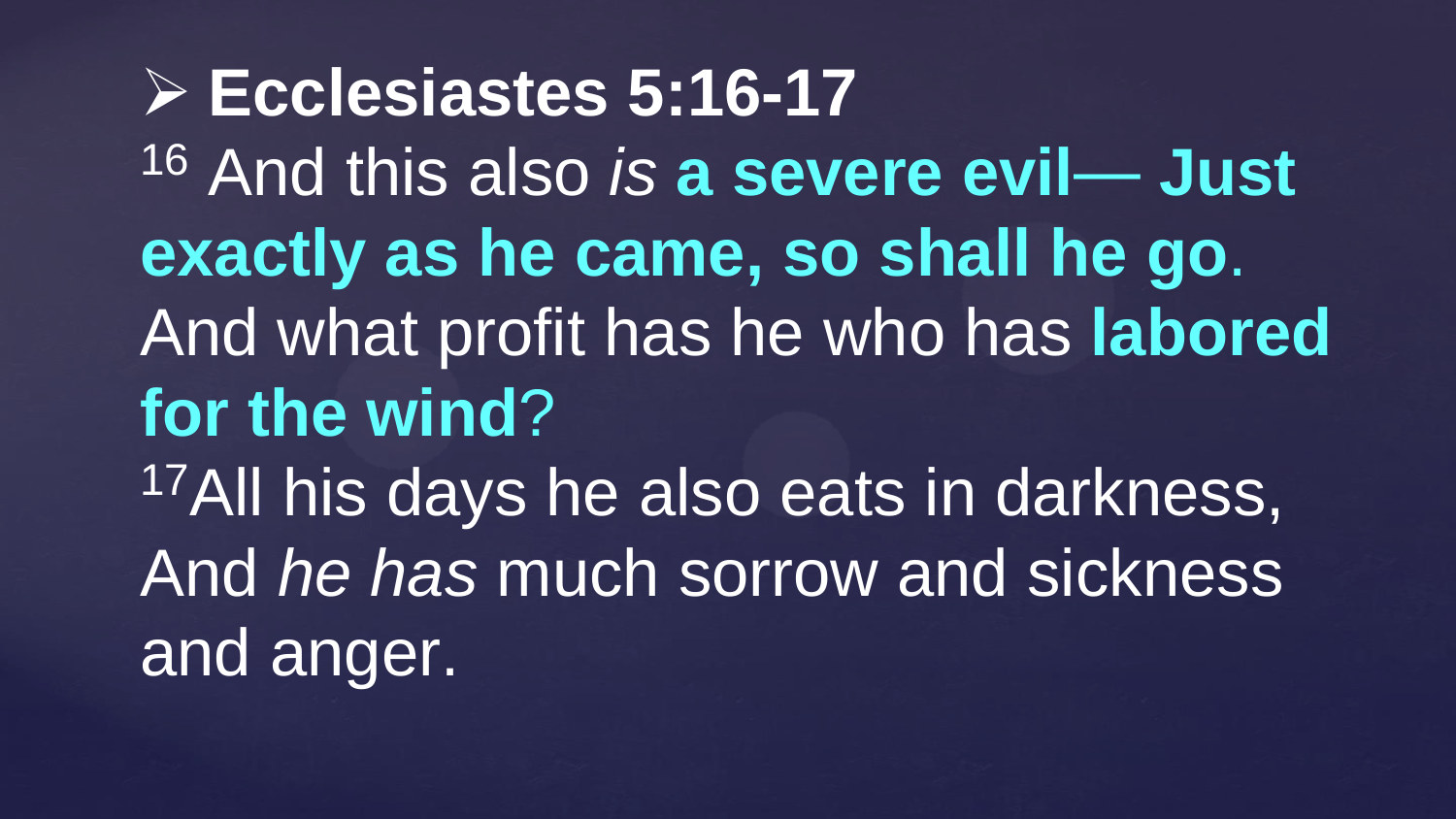- **Ecclesiastes 5:16-17**

[16] And this also *is* **a severe evil— Just exactly as he came, so shall he go**. And what profit has he who has **labored for the wind**?

[17] All his days he also eats in darkness, And *he has* much sorrow and sickness and anger.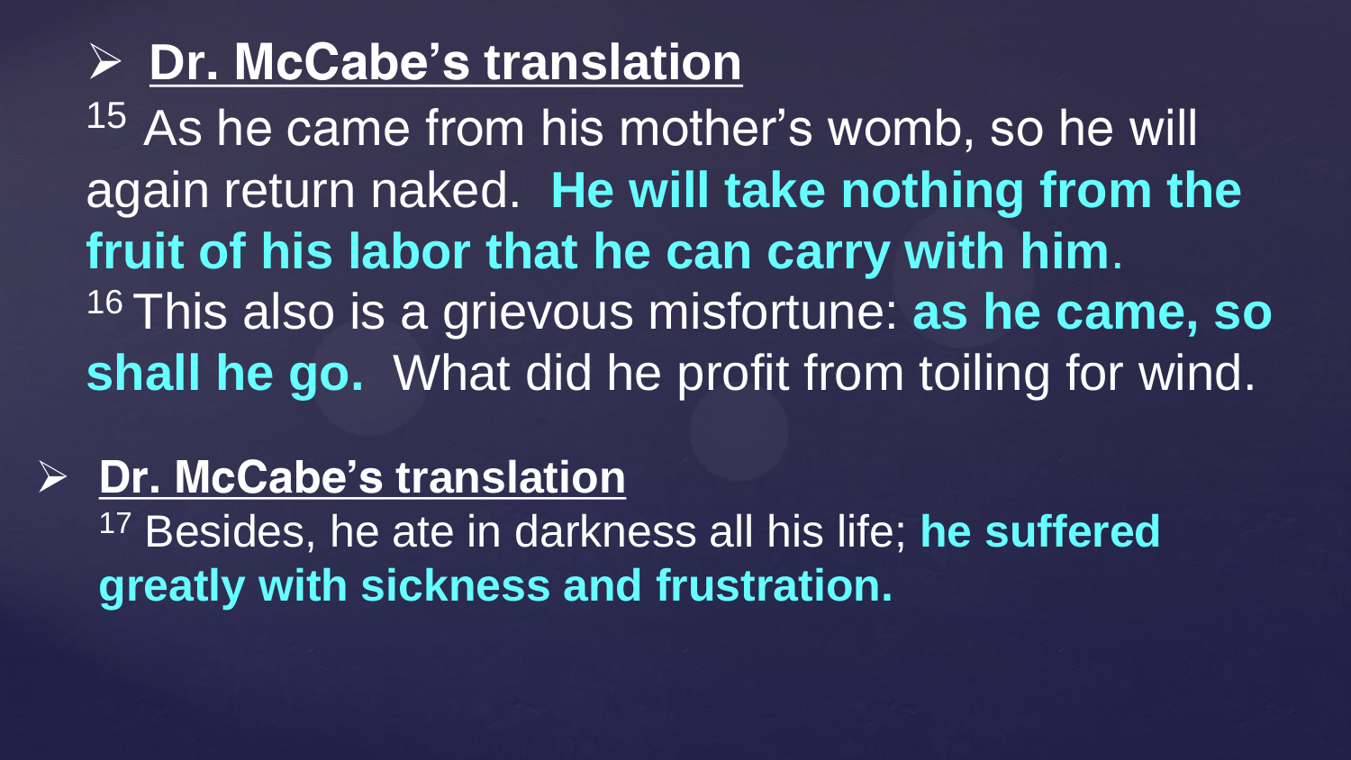- **Dr. McCabe's translation**

  15 As he came from his mother's womb, so he will again return naked. **He will take nothing from the fruit of his labor that he can carry with him**. 16 This also is a grievous misfortune: **as he came, so shall he go.** What did he profit from toiling for wind.

- **Dr. McCabe's translation**

  17 Besides, he ate in darkness all his life; **he suffered greatly with sickness and frustration.**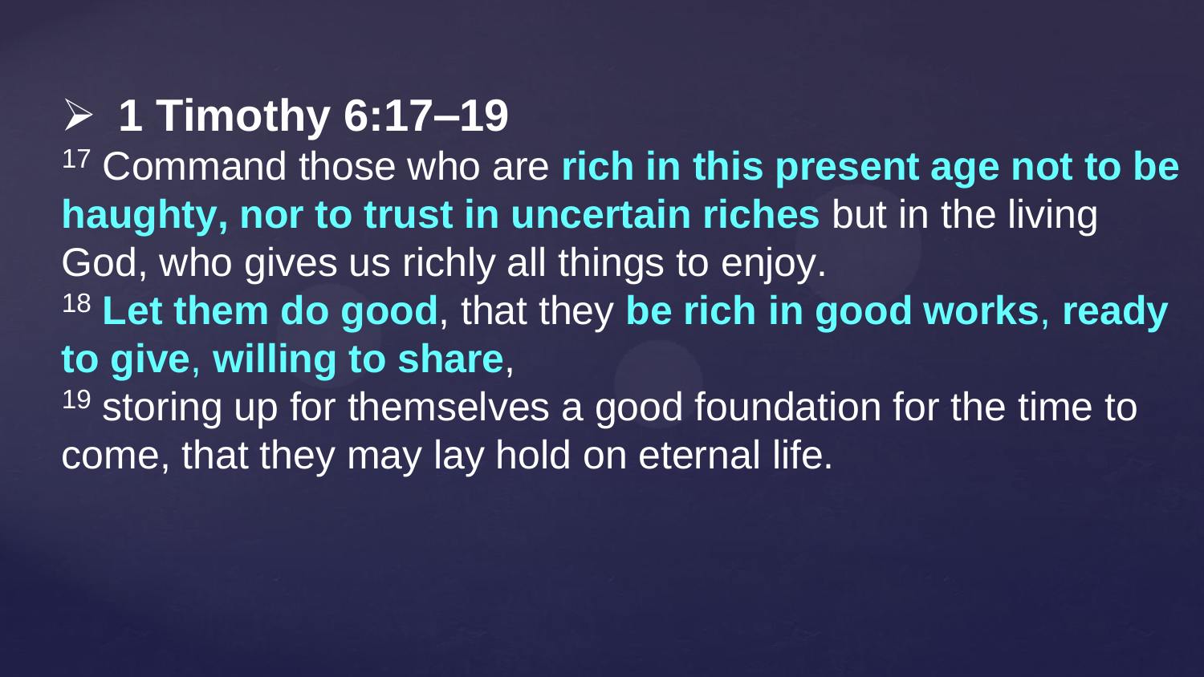## ➢ 1 Timothy 6:17–19

[17] Command those who are **rich in this present age not to be haughty, nor to trust in uncertain riches** but in the living God, who gives us richly all things to enjoy.

[18] **Let them do good**, that they **be rich in good works**, **ready to give**, **willing to share**,

[19] storing up for themselves a good foundation for the time to come, that they may lay hold on eternal life.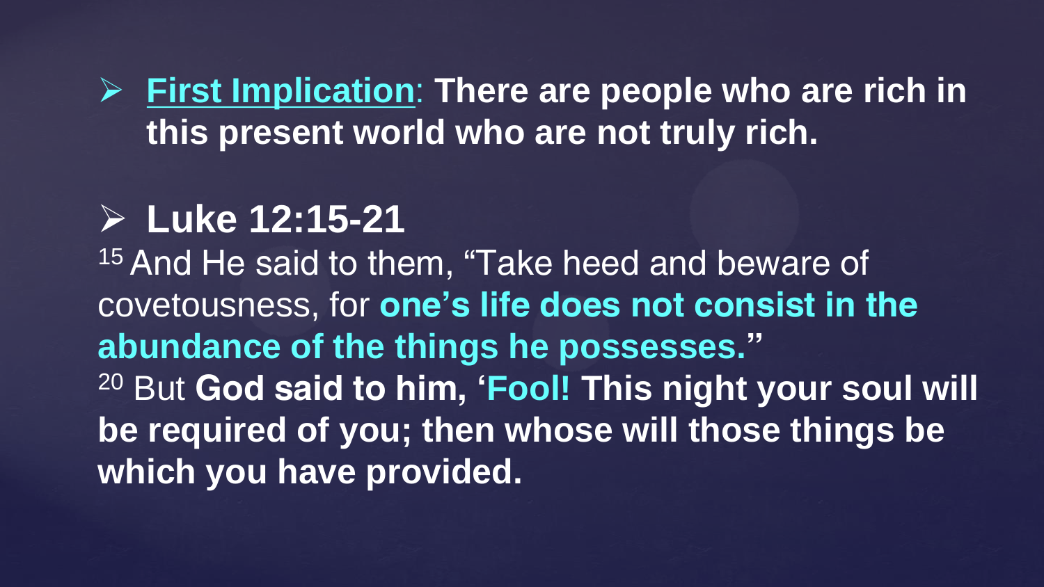- **First Implication**: **There are people who are rich in this present world who are not truly rich.**

- **Luke 12:15-21**

[15] And He said to them, "Take heed and beware of covetousness, for **one's life does not consist in the abundance of the things he possesses.**"

[20] But **God said to him, 'Fool! This night your soul will be required of you; then whose will those things be which you have provided.**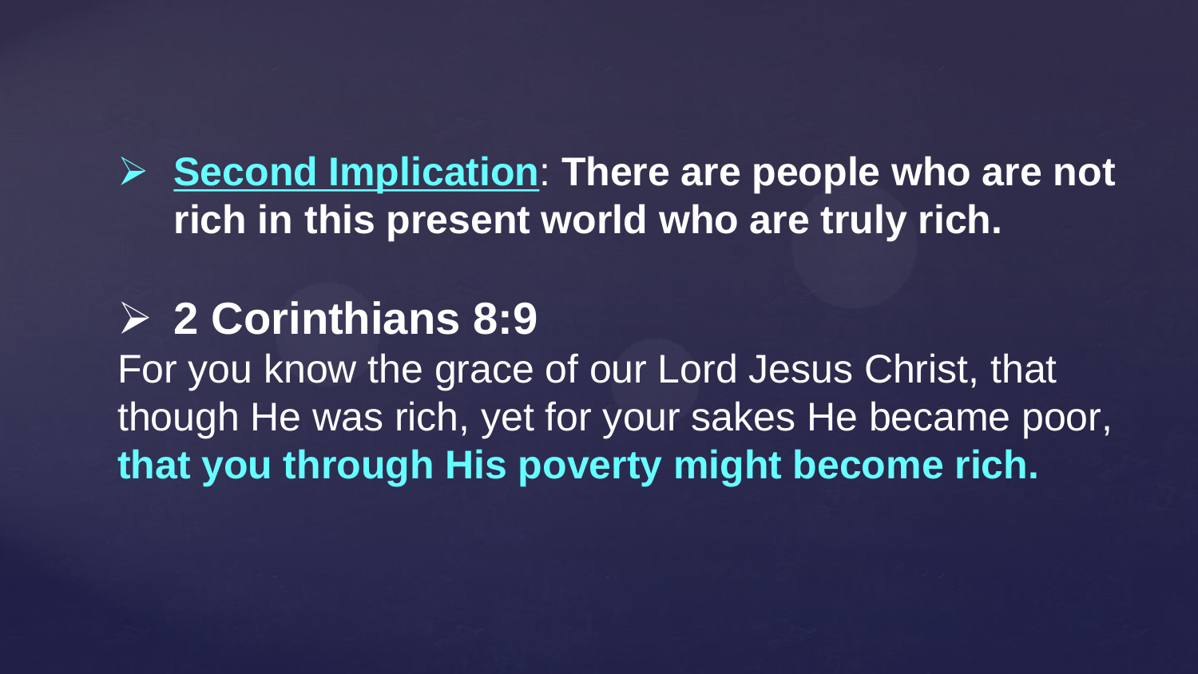- **Second Implication**: **There are people who are not rich in this present world who are truly rich.**

- **2 Corinthians 8:9**

For you know the grace of our Lord Jesus Christ, that though He was rich, yet for your sakes He became poor, **that you through His poverty might become rich.**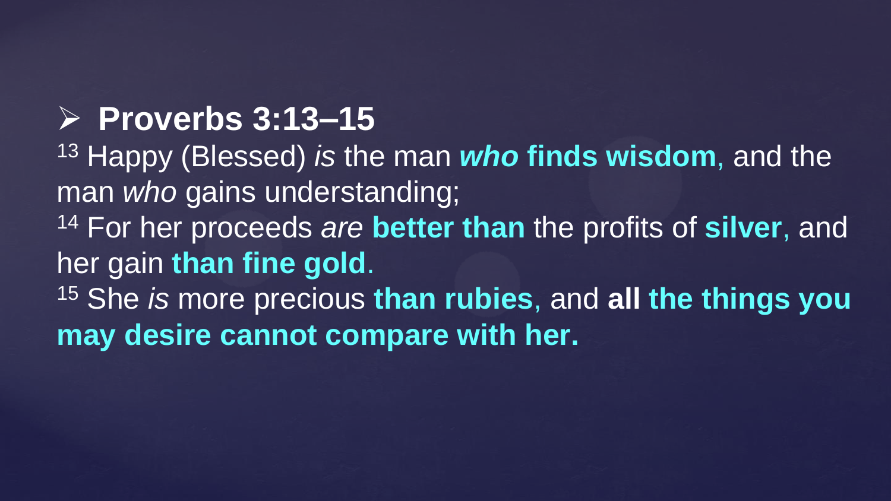- **Proverbs 3:13–15**

[13] Happy (Blessed) *is* the man ***who* finds wisdom**, and the man *who* gains understanding;
[14] For her proceeds *are* **better than** the profits of **silver**, and her gain **than fine gold**.
[15] She *is* more precious **than rubies**, and **all the things you may desire cannot compare with her.**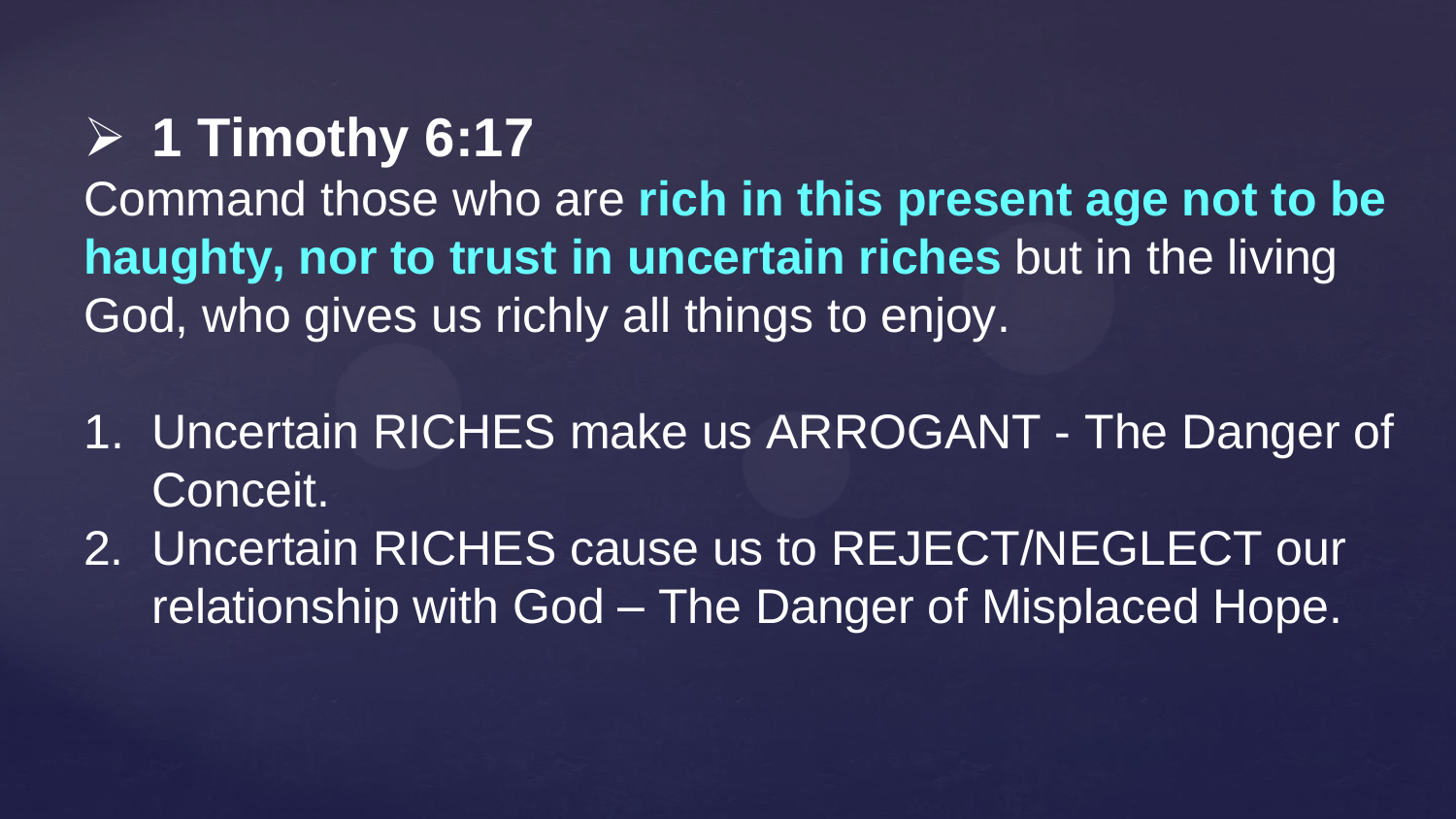- **1 Timothy 6:17**

Command those who are **rich in this present age not to be haughty, nor to trust in uncertain riches** but in the living God, who gives us richly all things to enjoy.

1. Uncertain RICHES make us ARROGANT - The Danger of Conceit.
2. Uncertain RICHES cause us to REJECT/NEGLECT our relationship with God – The Danger of Misplaced Hope.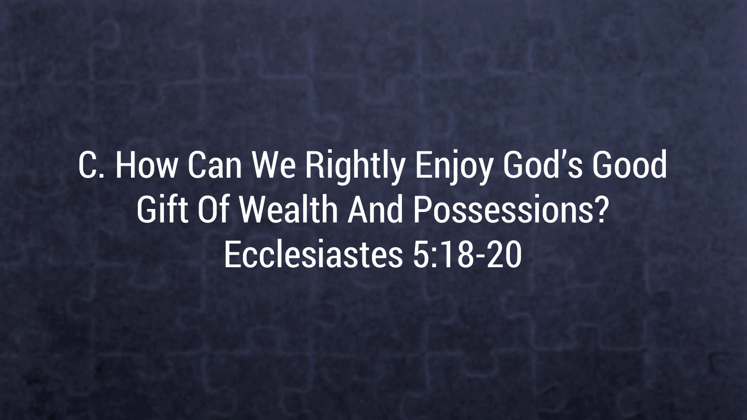# C. How Can We Rightly Enjoy God's Good Gift Of Wealth And Possessions?

Ecclesiastes 5:18-20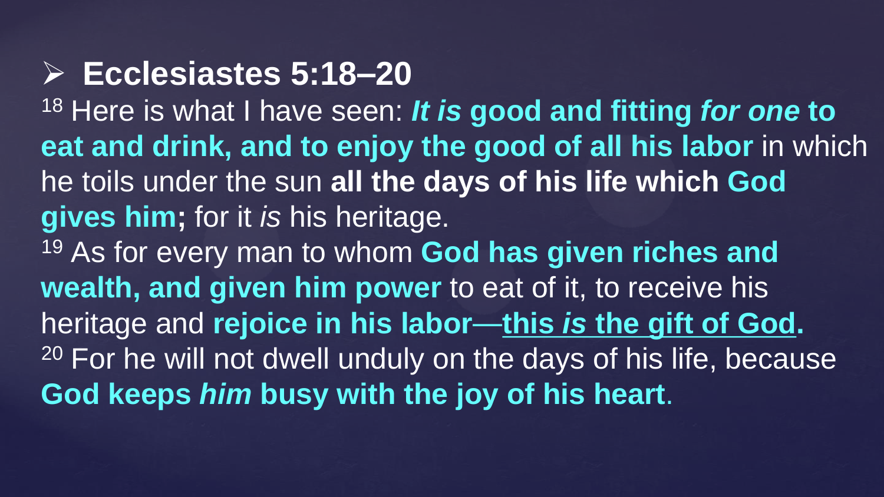## ➢ Ecclesiastes 5:18–20

[18] Here is what I have seen: ***It is* good and fitting *for one* to eat and drink, and to enjoy the good of all his labor** in which he toils under the sun **all the days of his life which God gives him;** for it *is* his heritage.

[19] As for every man to whom **God has given riches and wealth, and given him power** to eat of it, to receive his heritage and **rejoice in his labor**—**<u>this *is* the gift of God</u>.**

[20] For he will not dwell unduly on the days of his life, because **God keeps *him* busy with the joy of his heart**.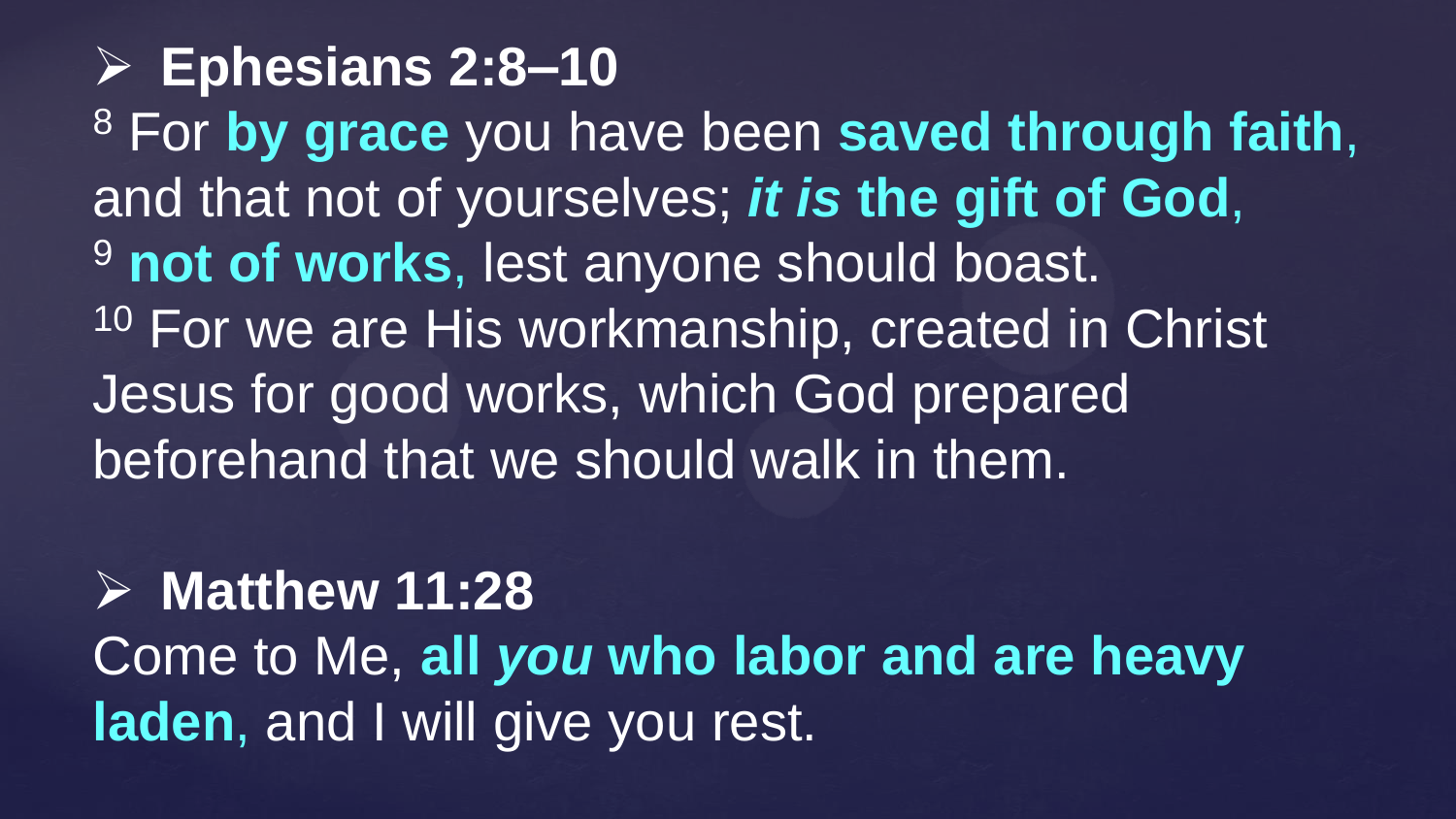- **Ephesians 2:8–10**

[8] For **by grace** you have been **saved through faith**, and that not of yourselves; ***it is* the gift of God**, [9] **not of works**, lest anyone should boast. [10] For we are His workmanship, created in Christ Jesus for good works, which God prepared beforehand that we should walk in them.

- **Matthew 11:28**

Come to Me, **all *you* who labor and are heavy laden**, and I will give you rest.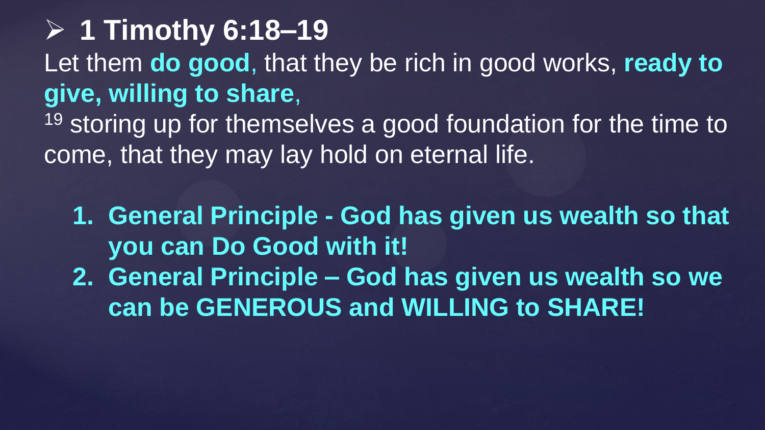- **1 Timothy 6:18–19**

Let them **do good**, that they be rich in good works, **ready to give, willing to share**,
[19] storing up for themselves a good foundation for the time to come, that they may lay hold on eternal life.

1. **General Principle - God has given us wealth so that you can Do Good with it!**
2. **General Principle – God has given us wealth so we can be GENEROUS and WILLING to SHARE!**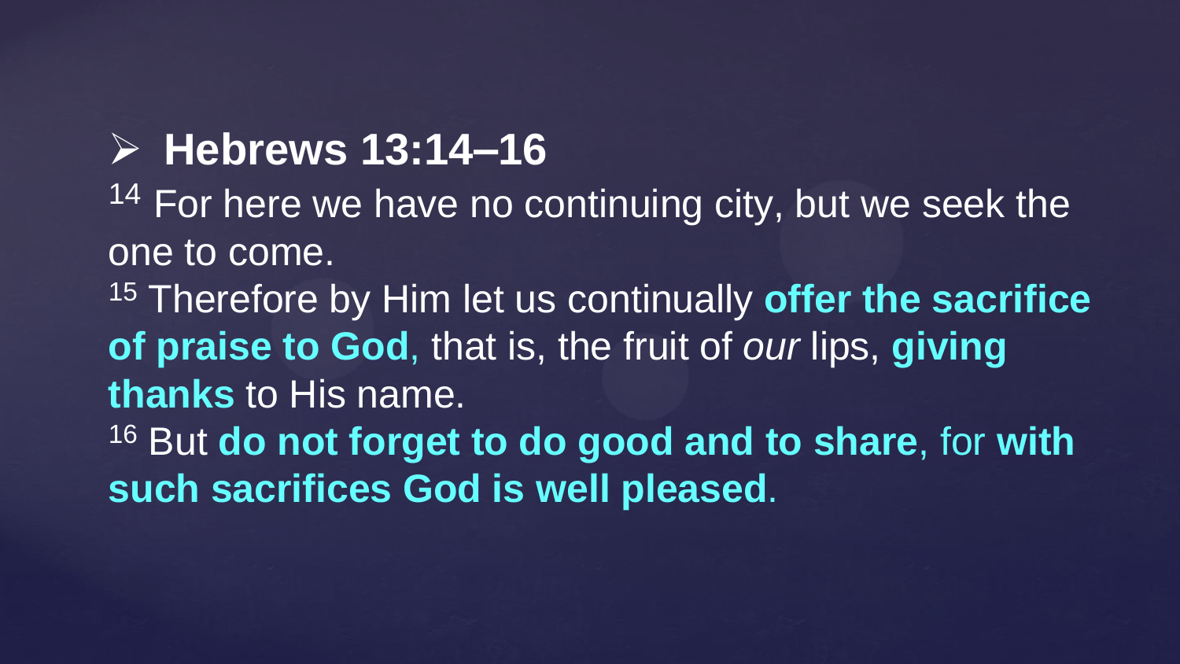- **Hebrews 13:14–16**

14 For here we have no continuing city, but we seek the one to come.

15 Therefore by Him let us continually **offer the sacrifice of praise to God**, that is, the fruit of *our* lips, **giving thanks** to His name.

16 But **do not forget to do good and to share**, for **with such sacrifices God is well pleased**.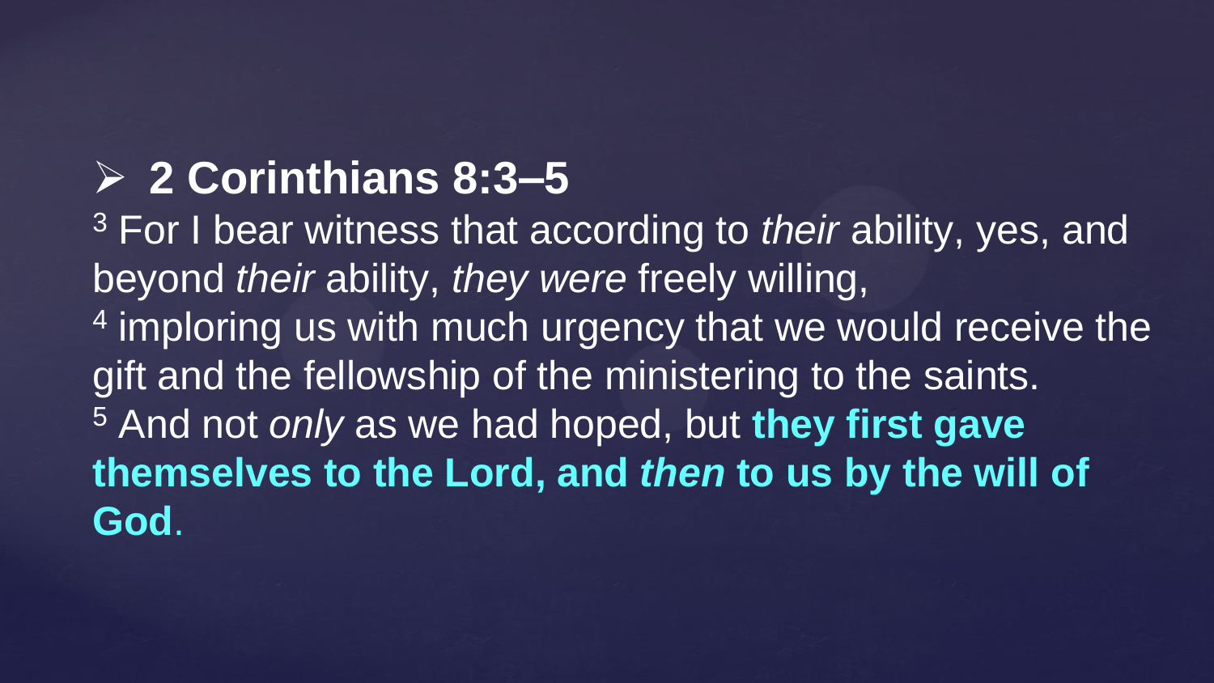## ➢ 2 Corinthians 8:3–5

[3] For I bear witness that according to *their* ability, yes, and beyond *their* ability, *they were* freely willing,
[4] imploring us with much urgency that we would receive the gift and the fellowship of the ministering to the saints.
[5] And not *only* as we had hoped, but **they first gave themselves to the Lord, and *then* to us by the will of God**.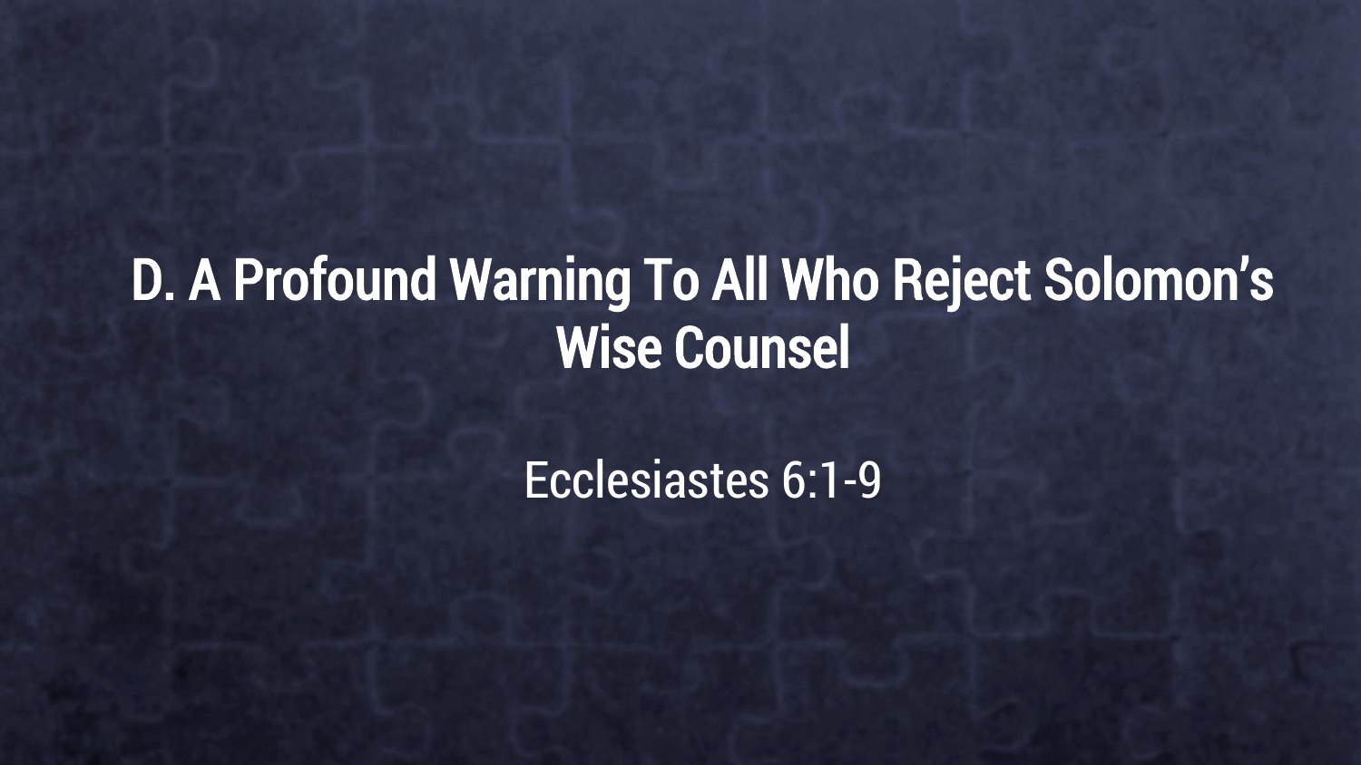## D. A Profound Warning To All Who Reject Solomon’s Wise Counsel

Ecclesiastes 6:1-9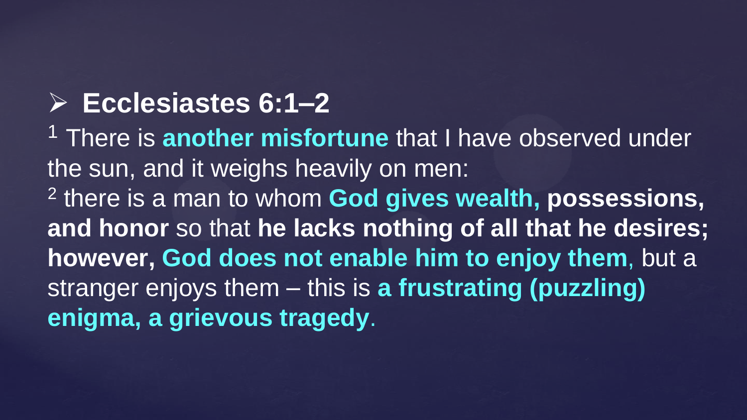- **Ecclesiastes 6:1–2**

[1] There is **another misfortune** that I have observed under the sun, and it weighs heavily on men:
[2] there is a man to whom **God gives wealth, possessions, and honor** so that **he lacks nothing of all that he desires; however, God does not enable him to enjoy them**, but a stranger enjoys them – this is **a frustrating (puzzling) enigma, a grievous tragedy**.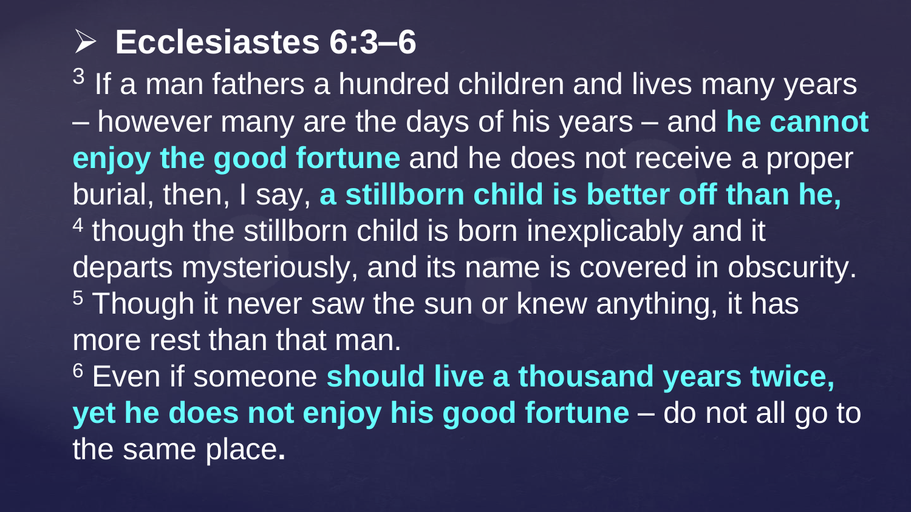- **Ecclesiastes 6:3–6**

[3] If a man fathers a hundred children and lives many years – however many are the days of his years – and **he cannot enjoy the good fortune** and he does not receive a proper burial, then, I say, **a stillborn child is better off than he,** [4] though the stillborn child is born inexplicably and it departs mysteriously, and its name is covered in obscurity. [5] Though it never saw the sun or knew anything, it has more rest than that man.
[6] Even if someone **should live a thousand years twice, yet he does not enjoy his good fortune** – do not all go to the same place**.**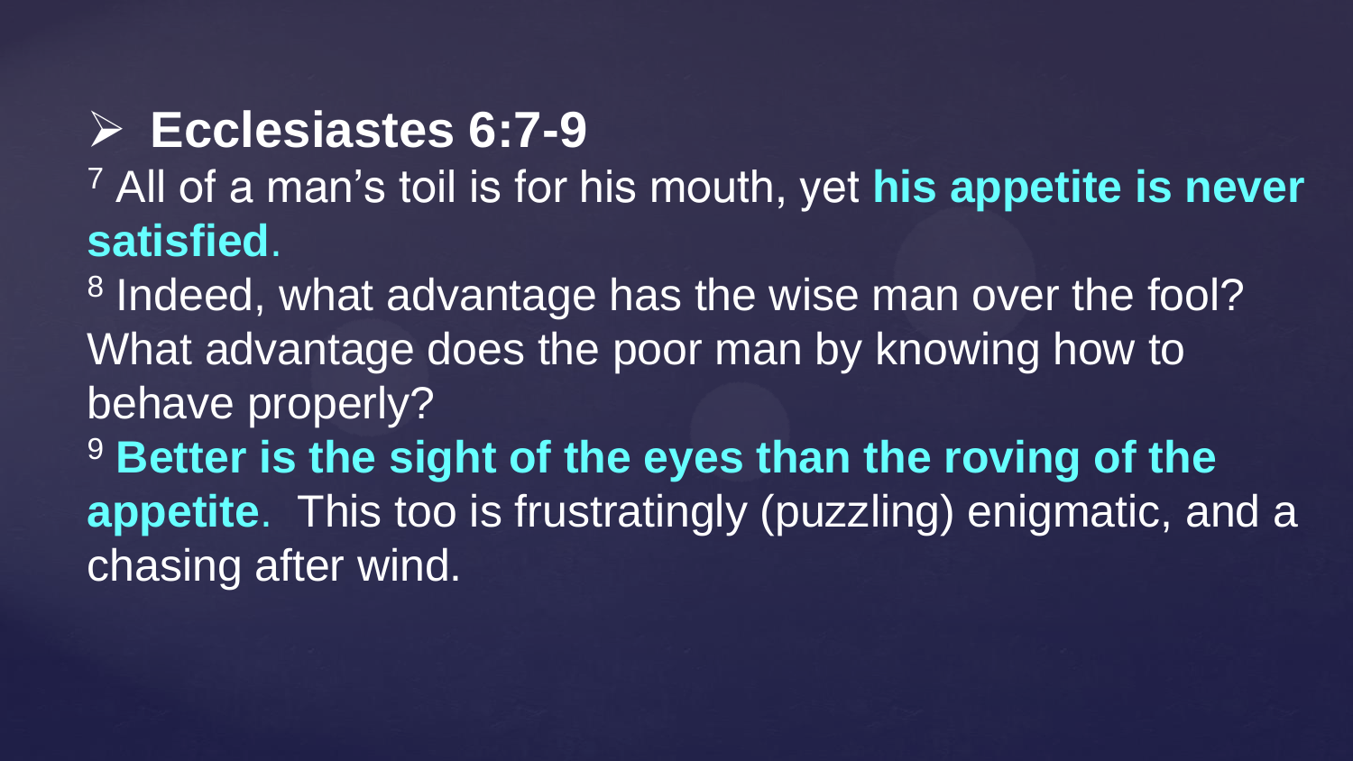- **Ecclesiastes 6:7-9**

[7] All of a man's toil is for his mouth, yet **his appetite is never satisfied**.

[8] Indeed, what advantage has the wise man over the fool? What advantage does the poor man by knowing how to behave properly?

[9] **Better is the sight of the eyes than the roving of the appetite**. This too is frustratingly (puzzling) enigmatic, and a chasing after wind.